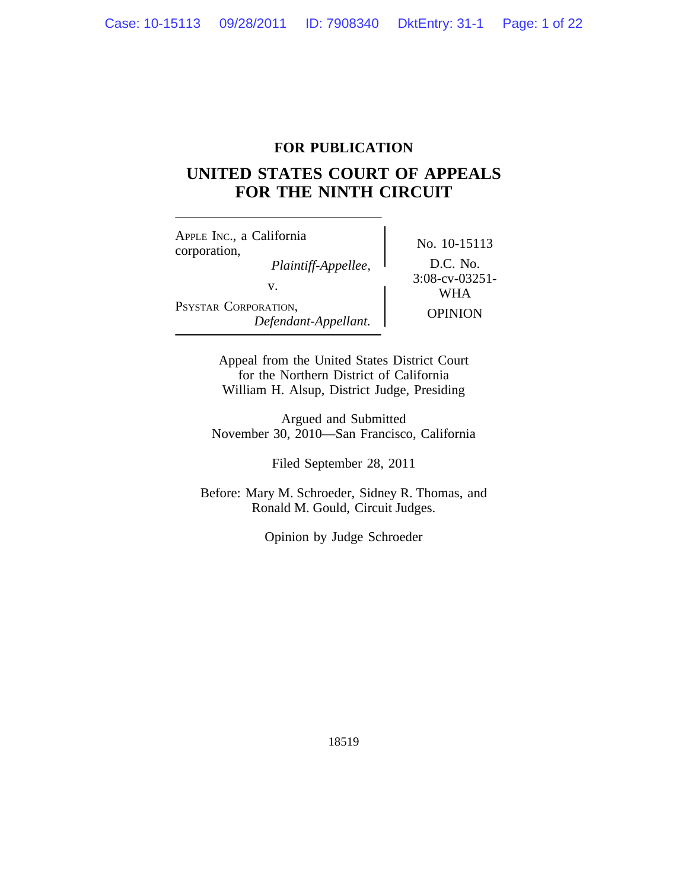**FOR PUBLICATION**

# UNITED STATES COURT OF APPEALS FOR THE NINTH CIRCUIT

APPLE INC., a California corporation,
*Plaintiff-Appellee,*

v.

PSYSTAR CORPORATION,
*Defendant-Appellant.*

No. 10-15113

D.C. No. 3:08-cv-03251-WHA

OPINION

Appeal from the United States District Court for the Northern District of California
William H. Alsup, District Judge, Presiding

Argued and Submitted
November 30, 2010—San Francisco, California

Filed September 28, 2011

Before: Mary M. Schroeder, Sidney R. Thomas, and Ronald M. Gould, Circuit Judges.

Opinion by Judge Schroeder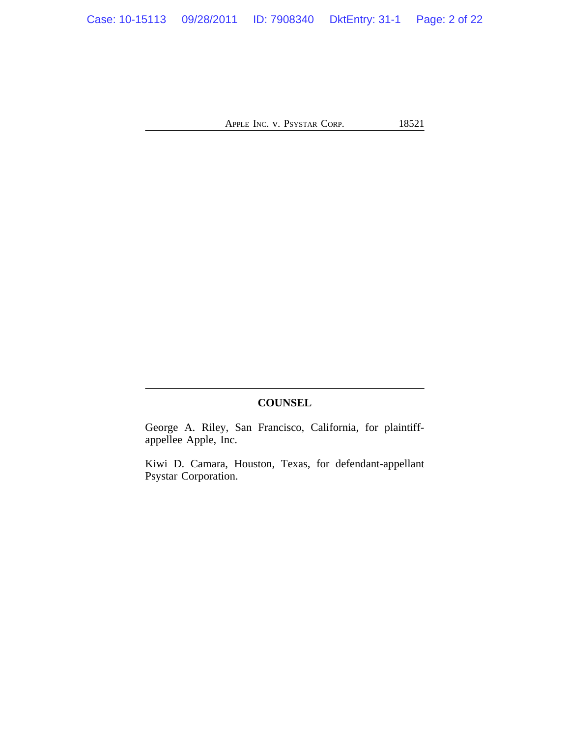## COUNSEL

George A. Riley, San Francisco, California, for plaintiff-appellee Apple, Inc.

Kiwi D. Camara, Houston, Texas, for defendant-appellant Psystar Corporation.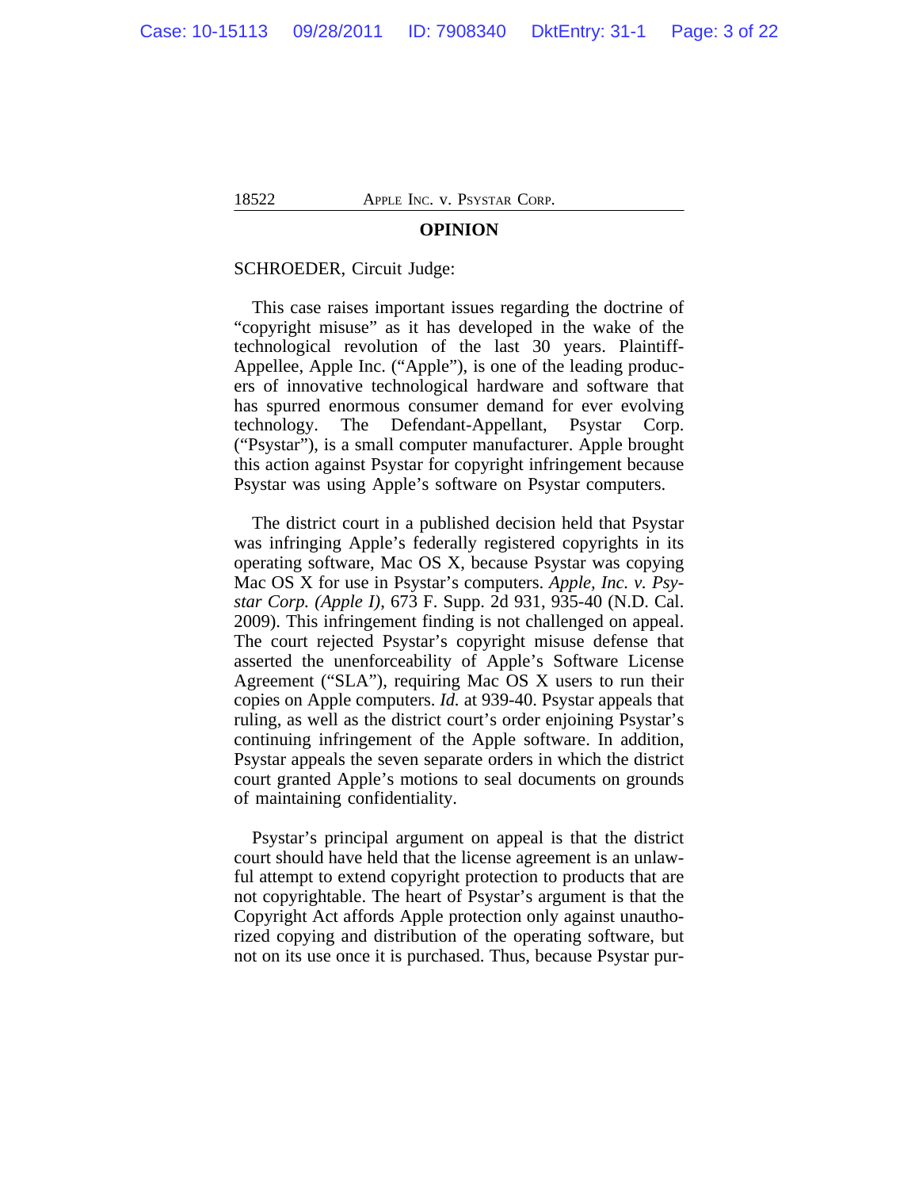**OPINION**

SCHROEDER, Circuit Judge:

This case raises important issues regarding the doctrine of "copyright misuse" as it has developed in the wake of the technological revolution of the last 30 years. Plaintiff-Appellee, Apple Inc. ("Apple"), is one of the leading producers of innovative technological hardware and software that has spurred enormous consumer demand for ever evolving technology. The Defendant-Appellant, Psystar Corp. ("Psystar"), is a small computer manufacturer. Apple brought this action against Psystar for copyright infringement because Psystar was using Apple's software on Psystar computers.

The district court in a published decision held that Psystar was infringing Apple's federally registered copyrights in its operating software, Mac OS X, because Psystar was copying Mac OS X for use in Psystar's computers. *Apple, Inc. v. Psystar Corp. (Apple I)*, 673 F. Supp. 2d 931, 935-40 (N.D. Cal. 2009). This infringement finding is not challenged on appeal. The court rejected Psystar's copyright misuse defense that asserted the unenforceability of Apple's Software License Agreement ("SLA"), requiring Mac OS X users to run their copies on Apple computers. *Id.* at 939-40. Psystar appeals that ruling, as well as the district court's order enjoining Psystar's continuing infringement of the Apple software. In addition, Psystar appeals the seven separate orders in which the district court granted Apple's motions to seal documents on grounds of maintaining confidentiality.

Psystar's principal argument on appeal is that the district court should have held that the license agreement is an unlawful attempt to extend copyright protection to products that are not copyrightable. The heart of Psystar's argument is that the Copyright Act affords Apple protection only against unauthorized copying and distribution of the operating software, but not on its use once it is purchased. Thus, because Psystar pur-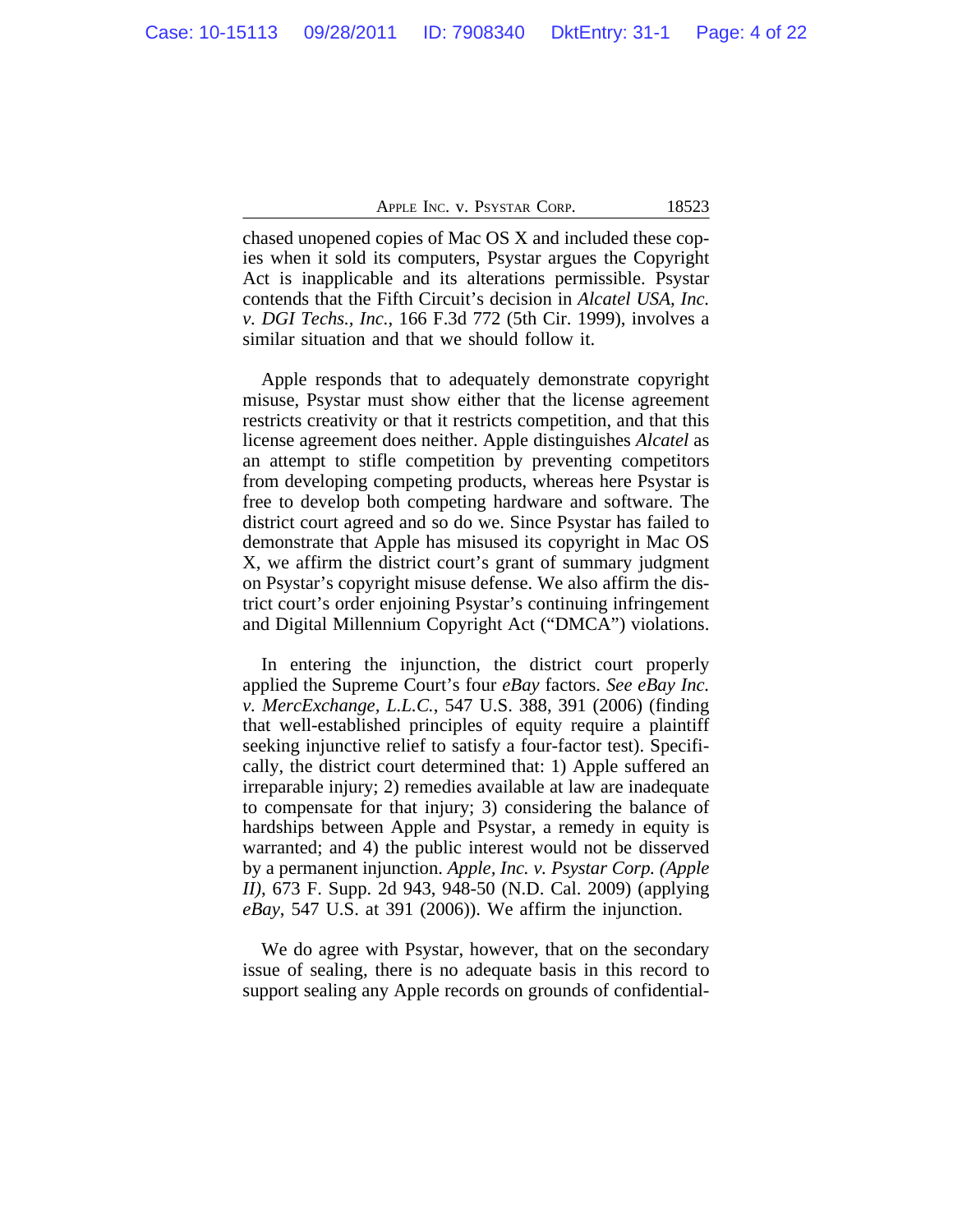chased unopened copies of Mac OS X and included these copies when it sold its computers, Psystar argues the Copyright Act is inapplicable and its alterations permissible. Psystar contends that the Fifth Circuit's decision in *Alcatel USA, Inc. v. DGI Techs., Inc.*, 166 F.3d 772 (5th Cir. 1999), involves a similar situation and that we should follow it.

Apple responds that to adequately demonstrate copyright misuse, Psystar must show either that the license agreement restricts creativity or that it restricts competition, and that this license agreement does neither. Apple distinguishes *Alcatel* as an attempt to stifle competition by preventing competitors from developing competing products, whereas here Psystar is free to develop both competing hardware and software. The district court agreed and so do we. Since Psystar has failed to demonstrate that Apple has misused its copyright in Mac OS X, we affirm the district court's grant of summary judgment on Psystar's copyright misuse defense. We also affirm the district court's order enjoining Psystar's continuing infringement and Digital Millennium Copyright Act ("DMCA") violations.

In entering the injunction, the district court properly applied the Supreme Court's four *eBay* factors. *See eBay Inc. v. MercExchange, L.L.C.*, 547 U.S. 388, 391 (2006) (finding that well-established principles of equity require a plaintiff seeking injunctive relief to satisfy a four-factor test). Specifically, the district court determined that: 1) Apple suffered an irreparable injury; 2) remedies available at law are inadequate to compensate for that injury; 3) considering the balance of hardships between Apple and Psystar, a remedy in equity is warranted; and 4) the public interest would not be disserved by a permanent injunction. *Apple, Inc. v. Psystar Corp. (Apple II)*, 673 F. Supp. 2d 943, 948-50 (N.D. Cal. 2009) (applying *eBay*, 547 U.S. at 391 (2006)). We affirm the injunction.

We do agree with Psystar, however, that on the secondary issue of sealing, there is no adequate basis in this record to support sealing any Apple records on grounds of confidential-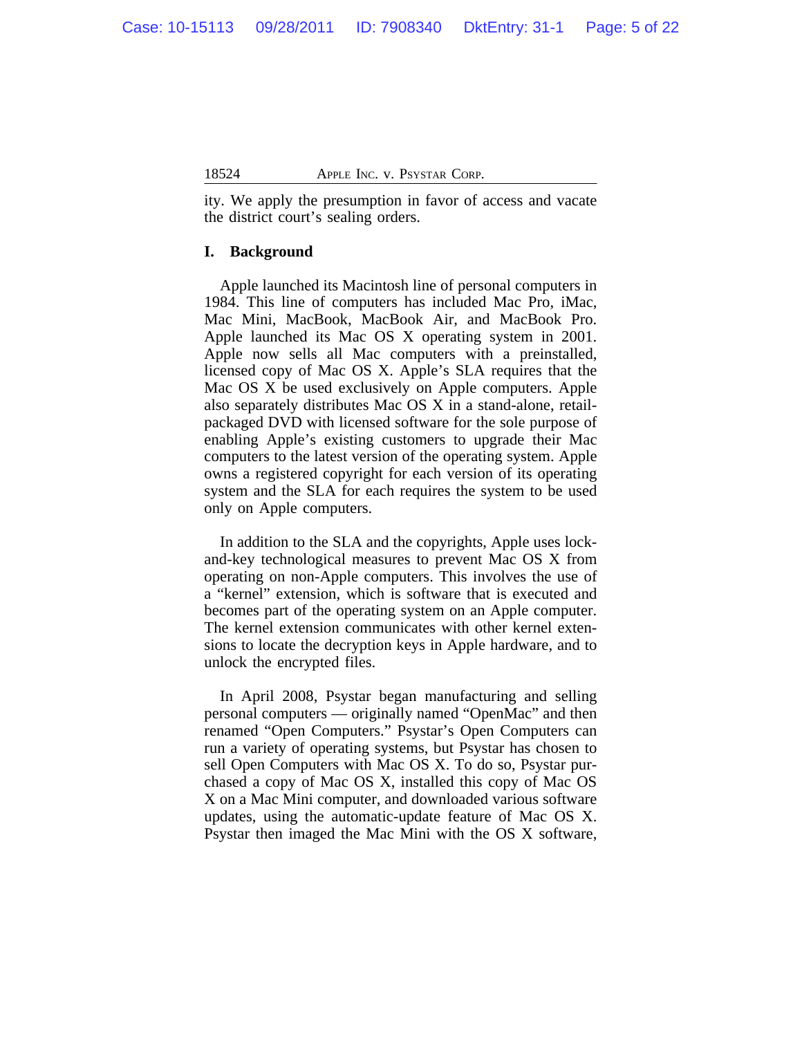ity. We apply the presumption in favor of access and vacate the district court's sealing orders.

## I. Background

Apple launched its Macintosh line of personal computers in 1984. This line of computers has included Mac Pro, iMac, Mac Mini, MacBook, MacBook Air, and MacBook Pro. Apple launched its Mac OS X operating system in 2001. Apple now sells all Mac computers with a preinstalled, licensed copy of Mac OS X. Apple's SLA requires that the Mac OS X be used exclusively on Apple computers. Apple also separately distributes Mac OS X in a stand-alone, retail-packaged DVD with licensed software for the sole purpose of enabling Apple's existing customers to upgrade their Mac computers to the latest version of the operating system. Apple owns a registered copyright for each version of its operating system and the SLA for each requires the system to be used only on Apple computers.

In addition to the SLA and the copyrights, Apple uses lock-and-key technological measures to prevent Mac OS X from operating on non-Apple computers. This involves the use of a "kernel" extension, which is software that is executed and becomes part of the operating system on an Apple computer. The kernel extension communicates with other kernel extensions to locate the decryption keys in Apple hardware, and to unlock the encrypted files.

In April 2008, Psystar began manufacturing and selling personal computers — originally named "OpenMac" and then renamed "Open Computers." Psystar's Open Computers can run a variety of operating systems, but Psystar has chosen to sell Open Computers with Mac OS X. To do so, Psystar purchased a copy of Mac OS X, installed this copy of Mac OS X on a Mac Mini computer, and downloaded various software updates, using the automatic-update feature of Mac OS X. Psystar then imaged the Mac Mini with the OS X software,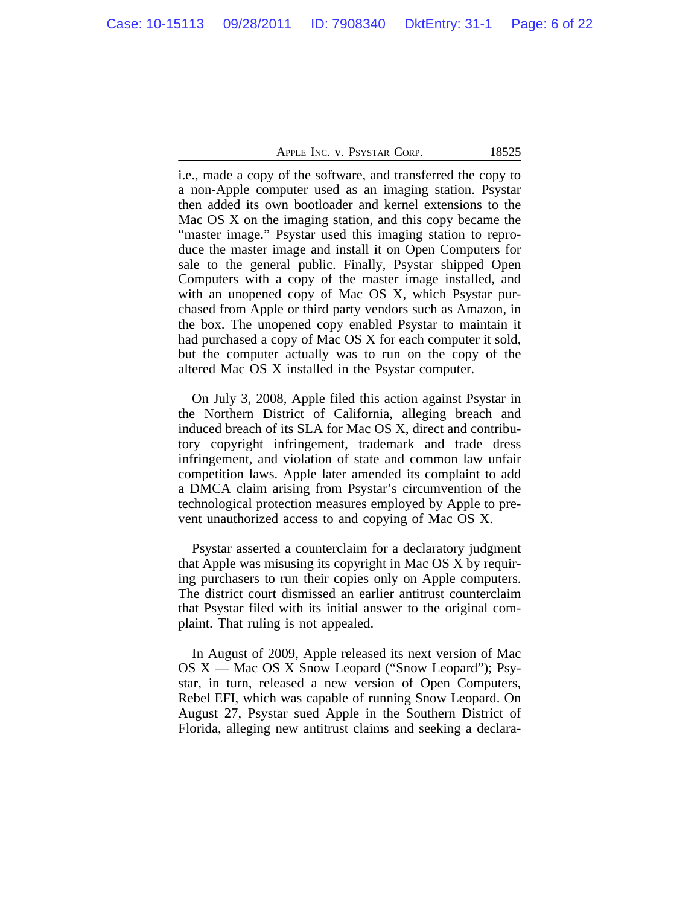i.e., made a copy of the software, and transferred the copy to a non-Apple computer used as an imaging station. Psystar then added its own bootloader and kernel extensions to the Mac OS X on the imaging station, and this copy became the "master image." Psystar used this imaging station to reproduce the master image and install it on Open Computers for sale to the general public. Finally, Psystar shipped Open Computers with a copy of the master image installed, and with an unopened copy of Mac OS X, which Psystar purchased from Apple or third party vendors such as Amazon, in the box. The unopened copy enabled Psystar to maintain it had purchased a copy of Mac OS X for each computer it sold, but the computer actually was to run on the copy of the altered Mac OS X installed in the Psystar computer.

On July 3, 2008, Apple filed this action against Psystar in the Northern District of California, alleging breach and induced breach of its SLA for Mac OS X, direct and contributory copyright infringement, trademark and trade dress infringement, and violation of state and common law unfair competition laws. Apple later amended its complaint to add a DMCA claim arising from Psystar's circumvention of the technological protection measures employed by Apple to prevent unauthorized access to and copying of Mac OS X.

Psystar asserted a counterclaim for a declaratory judgment that Apple was misusing its copyright in Mac OS X by requiring purchasers to run their copies only on Apple computers. The district court dismissed an earlier antitrust counterclaim that Psystar filed with its initial answer to the original complaint. That ruling is not appealed.

In August of 2009, Apple released its next version of Mac OS X — Mac OS X Snow Leopard ("Snow Leopard"); Psystar, in turn, released a new version of Open Computers, Rebel EFI, which was capable of running Snow Leopard. On August 27, Psystar sued Apple in the Southern District of Florida, alleging new antitrust claims and seeking a declara-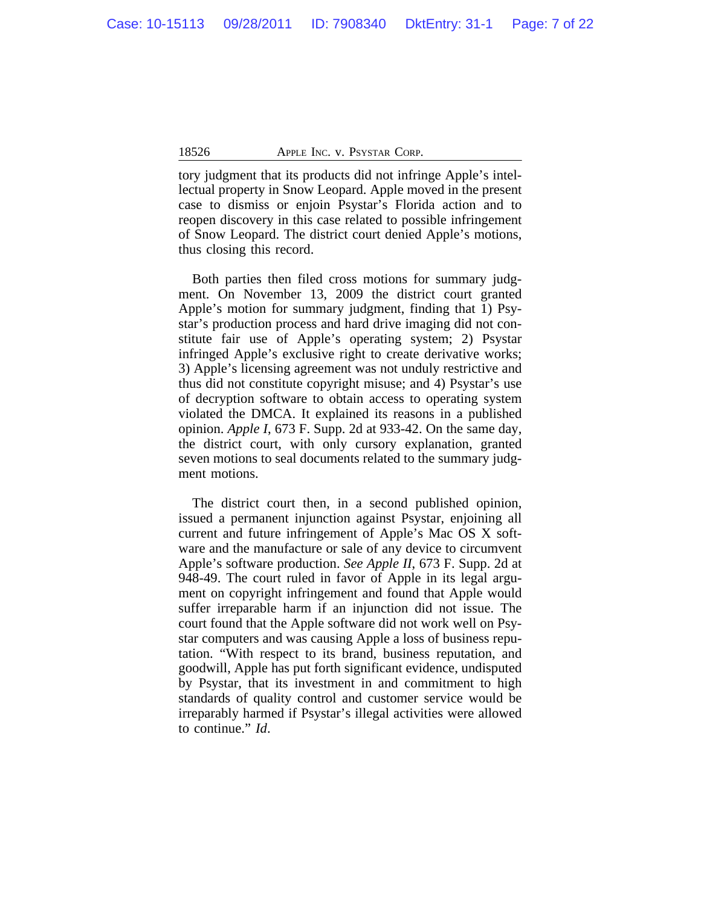tory judgment that its products did not infringe Apple's intellectual property in Snow Leopard. Apple moved in the present case to dismiss or enjoin Psystar's Florida action and to reopen discovery in this case related to possible infringement of Snow Leopard. The district court denied Apple's motions, thus closing this record.

Both parties then filed cross motions for summary judgment. On November 13, 2009 the district court granted Apple's motion for summary judgment, finding that 1) Psystar's production process and hard drive imaging did not constitute fair use of Apple's operating system; 2) Psystar infringed Apple's exclusive right to create derivative works; 3) Apple's licensing agreement was not unduly restrictive and thus did not constitute copyright misuse; and 4) Psystar's use of decryption software to obtain access to operating system violated the DMCA. It explained its reasons in a published opinion. *Apple I*, 673 F. Supp. 2d at 933-42. On the same day, the district court, with only cursory explanation, granted seven motions to seal documents related to the summary judgment motions.

The district court then, in a second published opinion, issued a permanent injunction against Psystar, enjoining all current and future infringement of Apple's Mac OS X software and the manufacture or sale of any device to circumvent Apple's software production. *See Apple II*, 673 F. Supp. 2d at 948-49. The court ruled in favor of Apple in its legal argument on copyright infringement and found that Apple would suffer irreparable harm if an injunction did not issue. The court found that the Apple software did not work well on Psystar computers and was causing Apple a loss of business reputation. "With respect to its brand, business reputation, and goodwill, Apple has put forth significant evidence, undisputed by Psystar, that its investment in and commitment to high standards of quality control and customer service would be irreparably harmed if Psystar's illegal activities were allowed to continue." *Id*.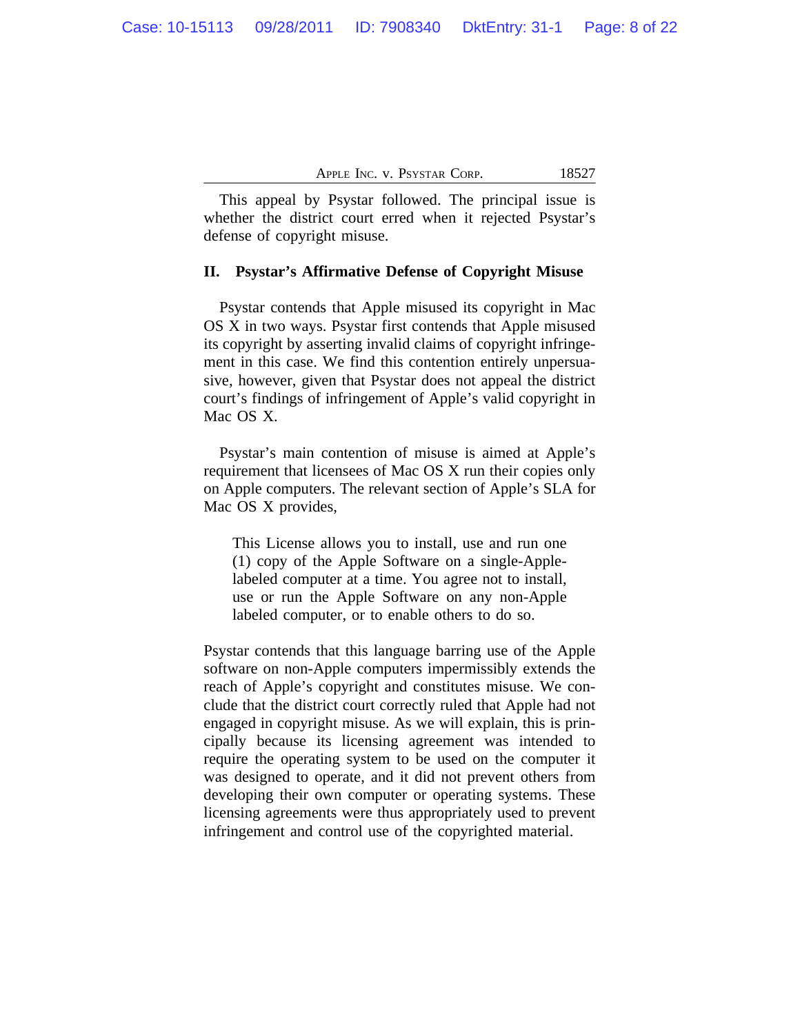This appeal by Psystar followed. The principal issue is whether the district court erred when it rejected Psystar's defense of copyright misuse.

## II. Psystar's Affirmative Defense of Copyright Misuse

Psystar contends that Apple misused its copyright in Mac OS X in two ways. Psystar first contends that Apple misused its copyright by asserting invalid claims of copyright infringement in this case. We find this contention entirely unpersuasive, however, given that Psystar does not appeal the district court's findings of infringement of Apple's valid copyright in Mac OS X.

Psystar's main contention of misuse is aimed at Apple's requirement that licensees of Mac OS X run their copies only on Apple computers. The relevant section of Apple's SLA for Mac OS X provides,

> This License allows you to install, use and run one (1) copy of the Apple Software on a single-Apple-labeled computer at a time. You agree not to install, use or run the Apple Software on any non-Apple labeled computer, or to enable others to do so.

Psystar contends that this language barring use of the Apple software on non-Apple computers impermissibly extends the reach of Apple's copyright and constitutes misuse. We conclude that the district court correctly ruled that Apple had not engaged in copyright misuse. As we will explain, this is principally because its licensing agreement was intended to require the operating system to be used on the computer it was designed to operate, and it did not prevent others from developing their own computer or operating systems. These licensing agreements were thus appropriately used to prevent infringement and control use of the copyrighted material.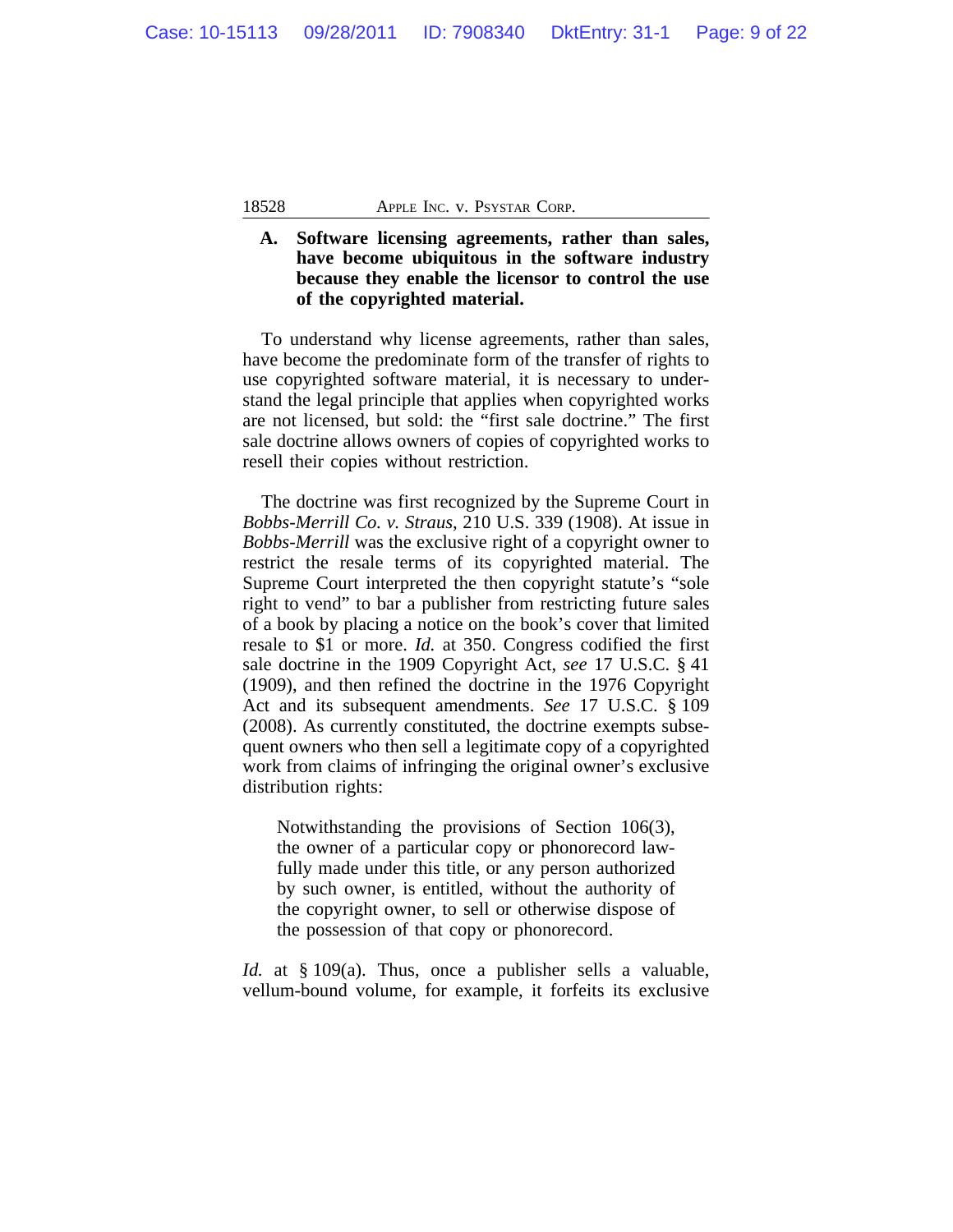### A. Software licensing agreements, rather than sales, have become ubiquitous in the software industry because they enable the licensor to control the use of the copyrighted material.

To understand why license agreements, rather than sales, have become the predominate form of the transfer of rights to use copyrighted software material, it is necessary to understand the legal principle that applies when copyrighted works are not licensed, but sold: the "first sale doctrine." The first sale doctrine allows owners of copies of copyrighted works to resell their copies without restriction.

The doctrine was first recognized by the Supreme Court in *Bobbs-Merrill Co. v. Straus*, 210 U.S. 339 (1908). At issue in *Bobbs-Merrill* was the exclusive right of a copyright owner to restrict the resale terms of its copyrighted material. The Supreme Court interpreted the then copyright statute's "sole right to vend" to bar a publisher from restricting future sales of a book by placing a notice on the book's cover that limited resale to $1 or more. *Id.* at 350. Congress codified the first sale doctrine in the 1909 Copyright Act, *see* 17 U.S.C. § 41 (1909), and then refined the doctrine in the 1976 Copyright Act and its subsequent amendments. *See* 17 U.S.C. § 109 (2008). As currently constituted, the doctrine exempts subsequent owners who then sell a legitimate copy of a copyrighted work from claims of infringing the original owner's exclusive distribution rights:

> Notwithstanding the provisions of Section 106(3), the owner of a particular copy or phonorecord lawfully made under this title, or any person authorized by such owner, is entitled, without the authority of the copyright owner, to sell or otherwise dispose of the possession of that copy or phonorecord.

*Id.* at § 109(a). Thus, once a publisher sells a valuable, vellum-bound volume, for example, it forfeits its exclusive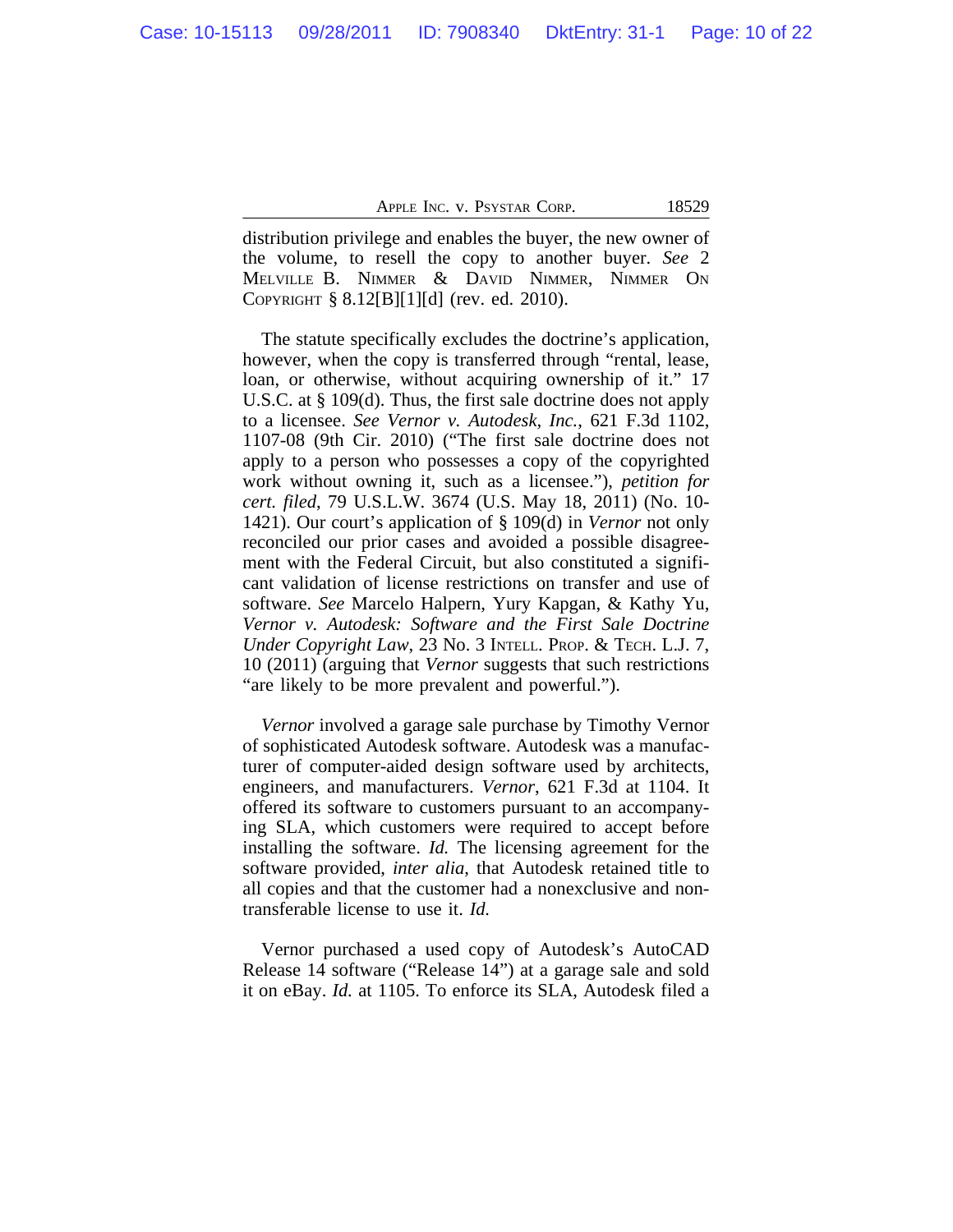distribution privilege and enables the buyer, the new owner of the volume, to resell the copy to another buyer. *See* 2 MELVILLE B. NIMMER & DAVID NIMMER, NIMMER ON COPYRIGHT § 8.12[B][1][d] (rev. ed. 2010).

The statute specifically excludes the doctrine's application, however, when the copy is transferred through "rental, lease, loan, or otherwise, without acquiring ownership of it." 17 U.S.C. at § 109(d). Thus, the first sale doctrine does not apply to a licensee. *See Vernor v. Autodesk, Inc.*, 621 F.3d 1102, 1107-08 (9th Cir. 2010) ("The first sale doctrine does not apply to a person who possesses a copy of the copyrighted work without owning it, such as a licensee."), *petition for cert. filed*, 79 U.S.L.W. 3674 (U.S. May 18, 2011) (No. 10-1421). Our court's application of § 109(d) in *Vernor* not only reconciled our prior cases and avoided a possible disagreement with the Federal Circuit, but also constituted a significant validation of license restrictions on transfer and use of software. *See* Marcelo Halpern, Yury Kapgan, & Kathy Yu, *Vernor v. Autodesk: Software and the First Sale Doctrine Under Copyright Law*, 23 No. 3 INTELL. PROP. & TECH. L.J. 7, 10 (2011) (arguing that *Vernor* suggests that such restrictions "are likely to be more prevalent and powerful.").

*Vernor* involved a garage sale purchase by Timothy Vernor of sophisticated Autodesk software. Autodesk was a manufacturer of computer-aided design software used by architects, engineers, and manufacturers. *Vernor*, 621 F.3d at 1104. It offered its software to customers pursuant to an accompanying SLA, which customers were required to accept before installing the software. *Id.* The licensing agreement for the software provided, *inter alia*, that Autodesk retained title to all copies and that the customer had a nonexclusive and non-transferable license to use it. *Id.*

Vernor purchased a used copy of Autodesk's AutoCAD Release 14 software ("Release 14") at a garage sale and sold it on eBay. *Id.* at 1105. To enforce its SLA, Autodesk filed a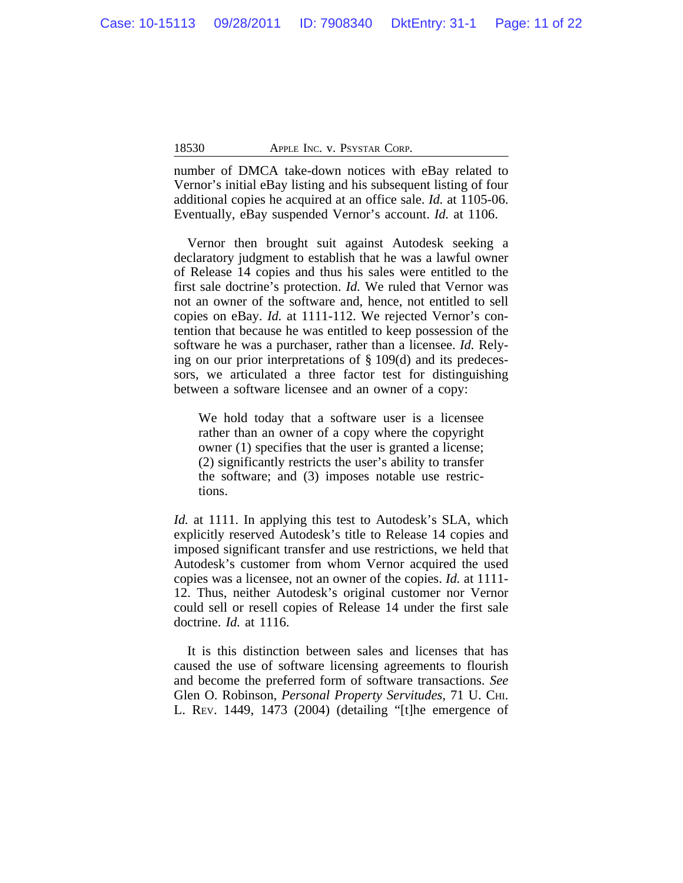number of DMCA take-down notices with eBay related to Vernor's initial eBay listing and his subsequent listing of four additional copies he acquired at an office sale. *Id.* at 1105-06. Eventually, eBay suspended Vernor's account. *Id.* at 1106.

Vernor then brought suit against Autodesk seeking a declaratory judgment to establish that he was a lawful owner of Release 14 copies and thus his sales were entitled to the first sale doctrine's protection. *Id.* We ruled that Vernor was not an owner of the software and, hence, not entitled to sell copies on eBay. *Id.* at 1111-112. We rejected Vernor's contention that because he was entitled to keep possession of the software he was a purchaser, rather than a licensee. *Id.* Relying on our prior interpretations of § 109(d) and its predecessors, we articulated a three factor test for distinguishing between a software licensee and an owner of a copy:

> We hold today that a software user is a licensee rather than an owner of a copy where the copyright owner (1) specifies that the user is granted a license; (2) significantly restricts the user's ability to transfer the software; and (3) imposes notable use restrictions.

*Id.* at 1111. In applying this test to Autodesk's SLA, which explicitly reserved Autodesk's title to Release 14 copies and imposed significant transfer and use restrictions, we held that Autodesk's customer from whom Vernor acquired the used copies was a licensee, not an owner of the copies. *Id.* at 1111-12. Thus, neither Autodesk's original customer nor Vernor could sell or resell copies of Release 14 under the first sale doctrine. *Id.* at 1116.

It is this distinction between sales and licenses that has caused the use of software licensing agreements to flourish and become the preferred form of software transactions. *See* Glen O. Robinson, *Personal Property Servitudes*, 71 U. CHI. L. REV. 1449, 1473 (2004) (detailing "[t]he emergence of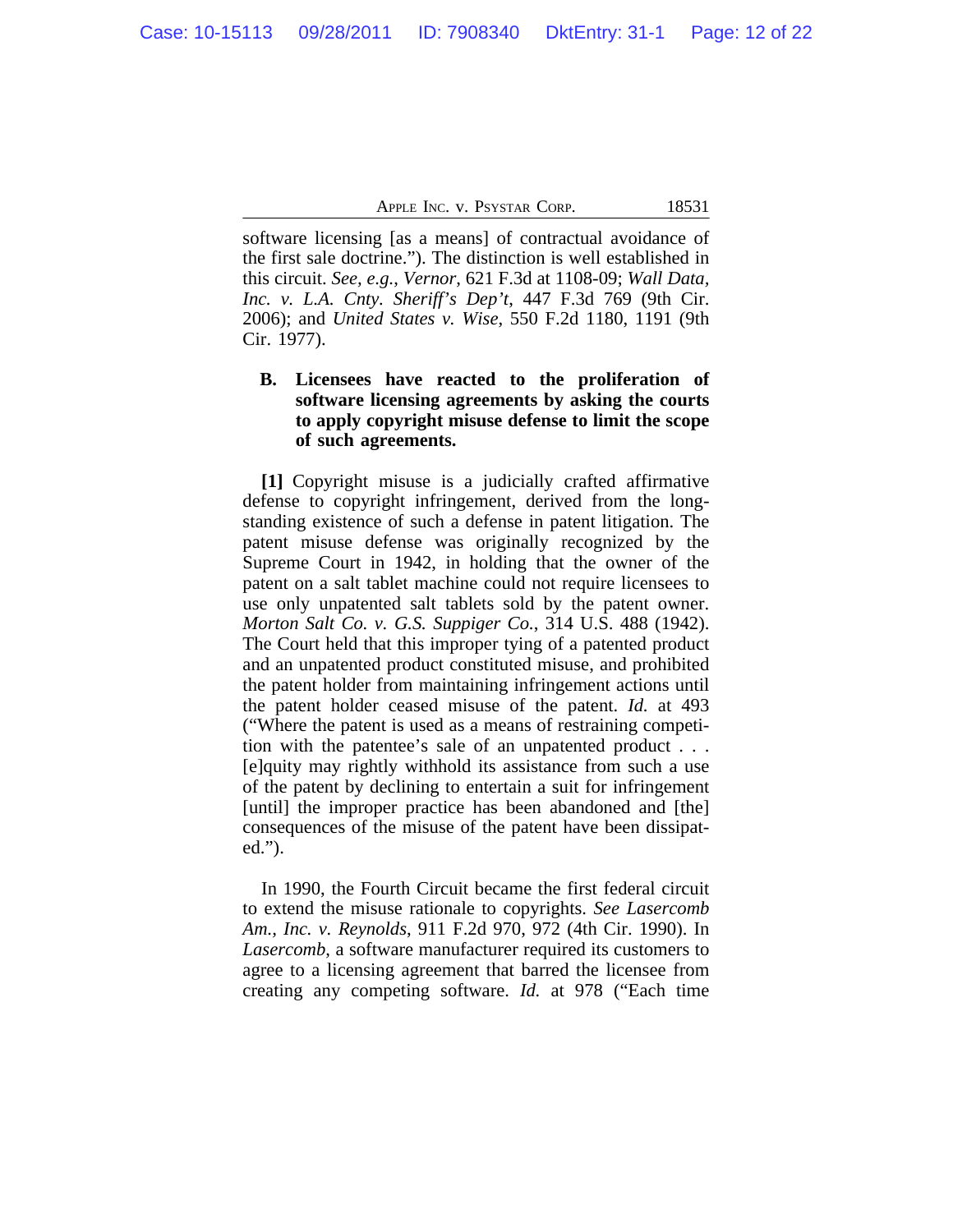software licensing [as a means] of contractual avoidance of the first sale doctrine."). The distinction is well established in this circuit. *See, e.g.*, *Vernor*, 621 F.3d at 1108-09; *Wall Data, Inc. v. L.A. Cnty. Sheriff's Dep't*, 447 F.3d 769 (9th Cir. 2006); and *United States v. Wise*, 550 F.2d 1180, 1191 (9th Cir. 1977).

### B. Licensees have reacted to the proliferation of software licensing agreements by asking the courts to apply copyright misuse defense to limit the scope of such agreements.

**[1]** Copyright misuse is a judicially crafted affirmative defense to copyright infringement, derived from the long-standing existence of such a defense in patent litigation. The patent misuse defense was originally recognized by the Supreme Court in 1942, in holding that the owner of the patent on a salt tablet machine could not require licensees to use only unpatented salt tablets sold by the patent owner. *Morton Salt Co. v. G.S. Suppiger Co.*, 314 U.S. 488 (1942). The Court held that this improper tying of a patented product and an unpatented product constituted misuse, and prohibited the patent holder from maintaining infringement actions until the patent holder ceased misuse of the patent. *Id.* at 493 ("Where the patent is used as a means of restraining competition with the patentee's sale of an unpatented product . . . [e]quity may rightly withhold its assistance from such a use of the patent by declining to entertain a suit for infringement [until] the improper practice has been abandoned and [the] consequences of the misuse of the patent have been dissipated.").

In 1990, the Fourth Circuit became the first federal circuit to extend the misuse rationale to copyrights. *See Lasercomb Am., Inc. v. Reynolds*, 911 F.2d 970, 972 (4th Cir. 1990). In *Lasercomb*, a software manufacturer required its customers to agree to a licensing agreement that barred the licensee from creating any competing software. *Id.* at 978 ("Each time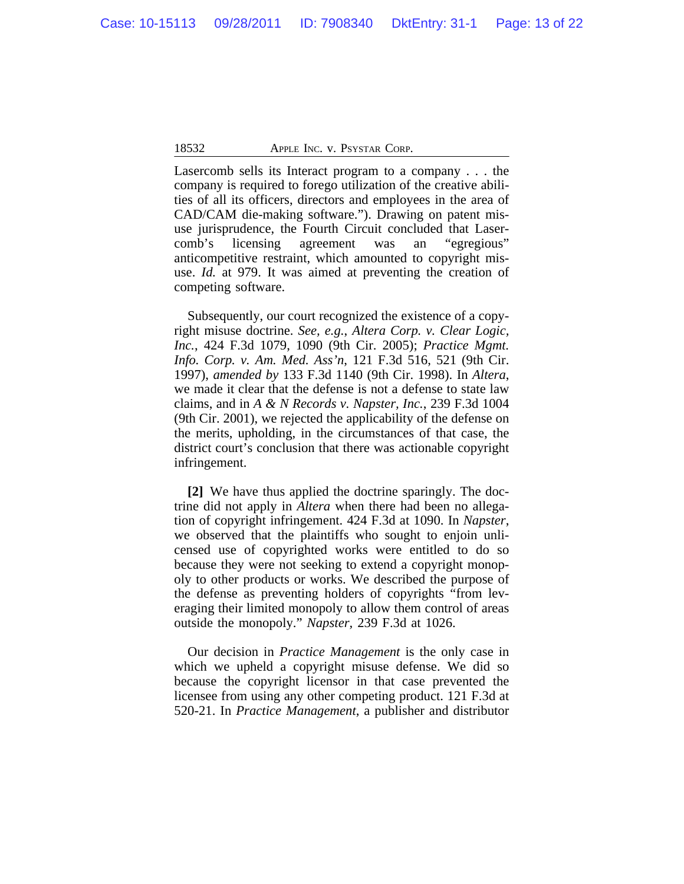Lasercomb sells its Interact program to a company . . . the company is required to forego utilization of the creative abilities of all its officers, directors and employees in the area of CAD/CAM die-making software."). Drawing on patent misuse jurisprudence, the Fourth Circuit concluded that Lasercomb's licensing agreement was an "egregious" anticompetitive restraint, which amounted to copyright misuse. *Id.* at 979. It was aimed at preventing the creation of competing software.

Subsequently, our court recognized the existence of a copyright misuse doctrine. *See, e.g.*, *Altera Corp. v. Clear Logic, Inc.*, 424 F.3d 1079, 1090 (9th Cir. 2005); *Practice Mgmt. Info. Corp. v. Am. Med. Ass'n*, 121 F.3d 516, 521 (9th Cir. 1997), *amended by* 133 F.3d 1140 (9th Cir. 1998). In *Altera*, we made it clear that the defense is not a defense to state law claims, and in *A & N Records v. Napster, Inc.*, 239 F.3d 1004 (9th Cir. 2001), we rejected the applicability of the defense on the merits, upholding, in the circumstances of that case, the district court's conclusion that there was actionable copyright infringement.

**[2]** We have thus applied the doctrine sparingly. The doctrine did not apply in *Altera* when there had been no allegation of copyright infringement. 424 F.3d at 1090. In *Napster*, we observed that the plaintiffs who sought to enjoin unlicensed use of copyrighted works were entitled to do so because they were not seeking to extend a copyright monopoly to other products or works. We described the purpose of the defense as preventing holders of copyrights "from leveraging their limited monopoly to allow them control of areas outside the monopoly." *Napster*, 239 F.3d at 1026.

Our decision in *Practice Management* is the only case in which we upheld a copyright misuse defense. We did so because the copyright licensor in that case prevented the licensee from using any other competing product. 121 F.3d at 520-21. In *Practice Management*, a publisher and distributor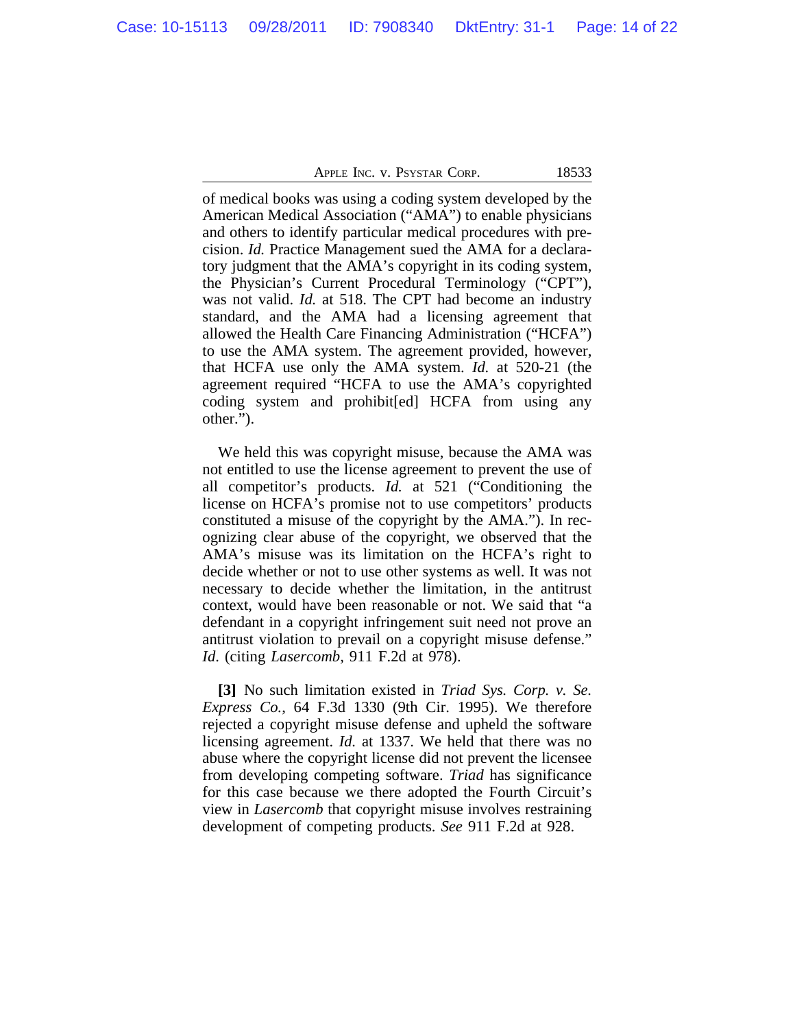of medical books was using a coding system developed by the American Medical Association ("AMA") to enable physicians and others to identify particular medical procedures with precision. *Id.* Practice Management sued the AMA for a declaratory judgment that the AMA's copyright in its coding system, the Physician's Current Procedural Terminology ("CPT"), was not valid. *Id.* at 518. The CPT had become an industry standard, and the AMA had a licensing agreement that allowed the Health Care Financing Administration ("HCFA") to use the AMA system. The agreement provided, however, that HCFA use only the AMA system. *Id.* at 520-21 (the agreement required "HCFA to use the AMA's copyrighted coding system and prohibit[ed] HCFA from using any other.").

We held this was copyright misuse, because the AMA was not entitled to use the license agreement to prevent the use of all competitor's products. *Id.* at 521 ("Conditioning the license on HCFA's promise not to use competitors' products constituted a misuse of the copyright by the AMA."). In recognizing clear abuse of the copyright, we observed that the AMA's misuse was its limitation on the HCFA's right to decide whether or not to use other systems as well. It was not necessary to decide whether the limitation, in the antitrust context, would have been reasonable or not. We said that "a defendant in a copyright infringement suit need not prove an antitrust violation to prevail on a copyright misuse defense." *Id*. (citing *Lasercomb*, 911 F.2d at 978).

**[3]** No such limitation existed in *Triad Sys. Corp. v. Se. Express Co.*, 64 F.3d 1330 (9th Cir. 1995). We therefore rejected a copyright misuse defense and upheld the software licensing agreement. *Id.* at 1337. We held that there was no abuse where the copyright license did not prevent the licensee from developing competing software. *Triad* has significance for this case because we there adopted the Fourth Circuit's view in *Lasercomb* that copyright misuse involves restraining development of competing products. *See* 911 F.2d at 928.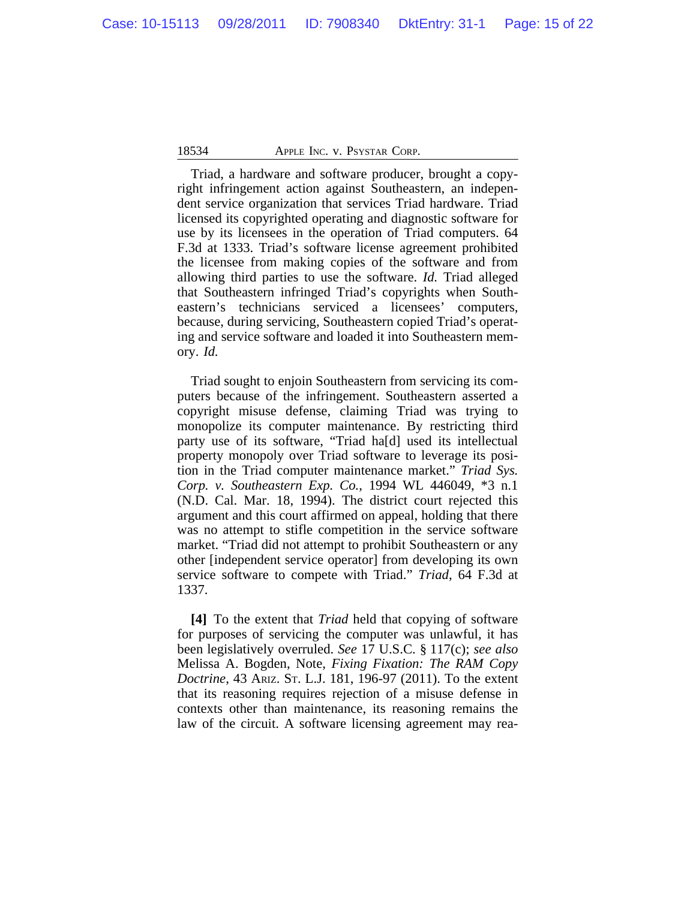Triad, a hardware and software producer, brought a copyright infringement action against Southeastern, an independent service organization that services Triad hardware. Triad licensed its copyrighted operating and diagnostic software for use by its licensees in the operation of Triad computers. 64 F.3d at 1333. Triad's software license agreement prohibited the licensee from making copies of the software and from allowing third parties to use the software. *Id.* Triad alleged that Southeastern infringed Triad's copyrights when Southeastern's technicians serviced a licensees' computers, because, during servicing, Southeastern copied Triad's operating and service software and loaded it into Southeastern memory. *Id.*

Triad sought to enjoin Southeastern from servicing its computers because of the infringement. Southeastern asserted a copyright misuse defense, claiming Triad was trying to monopolize its computer maintenance. By restricting third party use of its software, "Triad ha[d] used its intellectual property monopoly over Triad software to leverage its position in the Triad computer maintenance market." *Triad Sys. Corp. v. Southeastern Exp. Co.*, 1994 WL 446049, *3 n.1 (N.D. Cal. Mar. 18, 1994). The district court rejected this argument and this court affirmed on appeal, holding that there was no attempt to stifle competition in the service software market. "Triad did not attempt to prohibit Southeastern or any other [independent service operator] from developing its own service software to compete with Triad." *Triad*, 64 F.3d at 1337.

**[4]** To the extent that *Triad* held that copying of software for purposes of servicing the computer was unlawful, it has been legislatively overruled. *See* 17 U.S.C. § 117(c); *see also* Melissa A. Bogden, Note, *Fixing Fixation: The RAM Copy Doctrine*, 43 Ariz. St. L.J. 181, 196-97 (2011). To the extent that its reasoning requires rejection of a misuse defense in contexts other than maintenance, its reasoning remains the law of the circuit. A software licensing agreement may rea-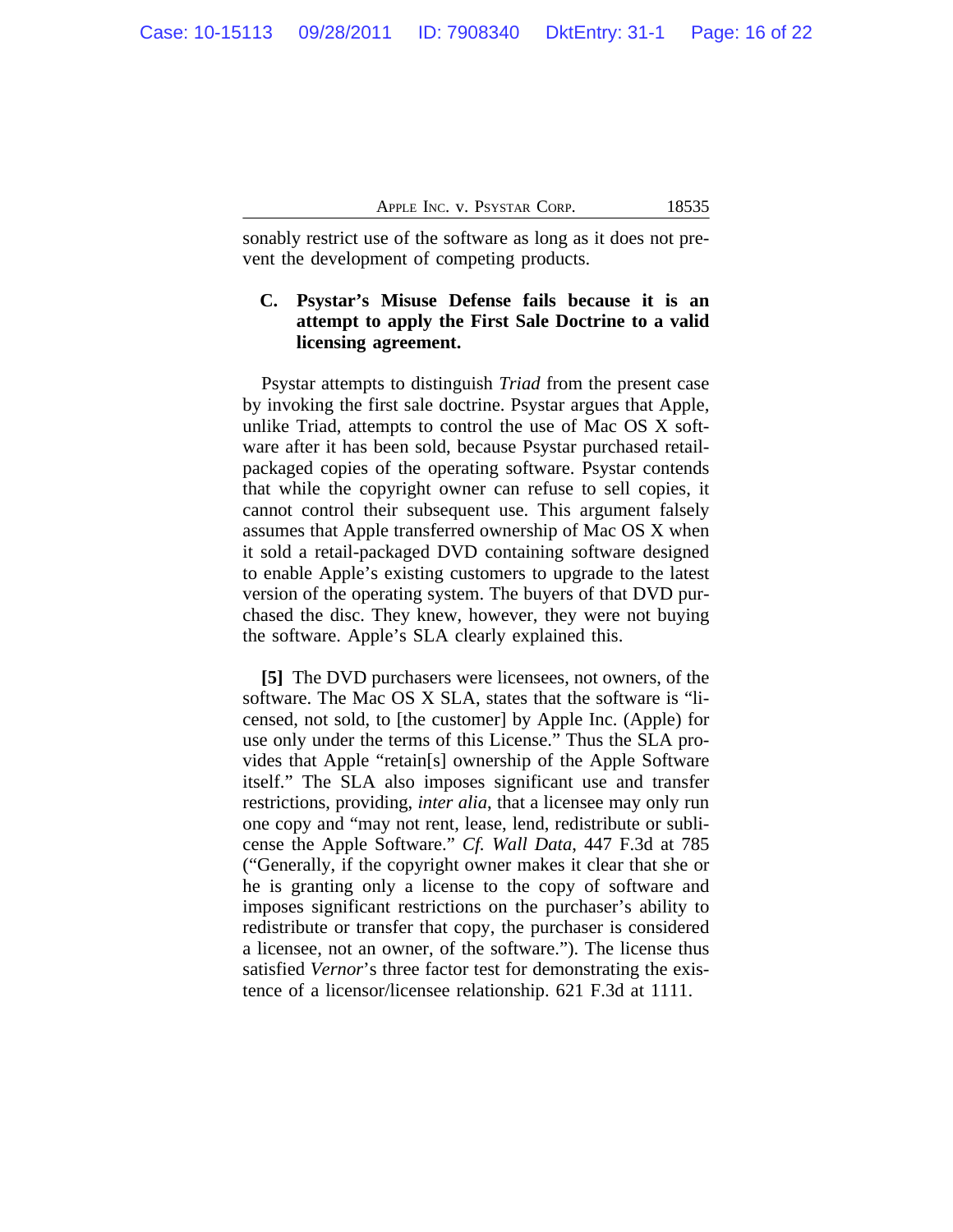sonably restrict use of the software as long as it does not prevent the development of competing products.

### C. Psystar's Misuse Defense fails because it is an attempt to apply the First Sale Doctrine to a valid licensing agreement.

Psystar attempts to distinguish *Triad* from the present case by invoking the first sale doctrine. Psystar argues that Apple, unlike Triad, attempts to control the use of Mac OS X software after it has been sold, because Psystar purchased retail-packaged copies of the operating software. Psystar contends that while the copyright owner can refuse to sell copies, it cannot control their subsequent use. This argument falsely assumes that Apple transferred ownership of Mac OS X when it sold a retail-packaged DVD containing software designed to enable Apple's existing customers to upgrade to the latest version of the operating system. The buyers of that DVD purchased the disc. They knew, however, they were not buying the software. Apple's SLA clearly explained this.

**[5]** The DVD purchasers were licensees, not owners, of the software. The Mac OS X SLA, states that the software is "licensed, not sold, to [the customer] by Apple Inc. (Apple) for use only under the terms of this License." Thus the SLA provides that Apple "retain[s] ownership of the Apple Software itself." The SLA also imposes significant use and transfer restrictions, providing, *inter alia*, that a licensee may only run one copy and "may not rent, lease, lend, redistribute or sublicense the Apple Software." *Cf. Wall Data*, 447 F.3d at 785 ("Generally, if the copyright owner makes it clear that she or he is granting only a license to the copy of software and imposes significant restrictions on the purchaser's ability to redistribute or transfer that copy, the purchaser is considered a licensee, not an owner, of the software."). The license thus satisfied *Vernor*'s three factor test for demonstrating the existence of a licensor/licensee relationship. 621 F.3d at 1111.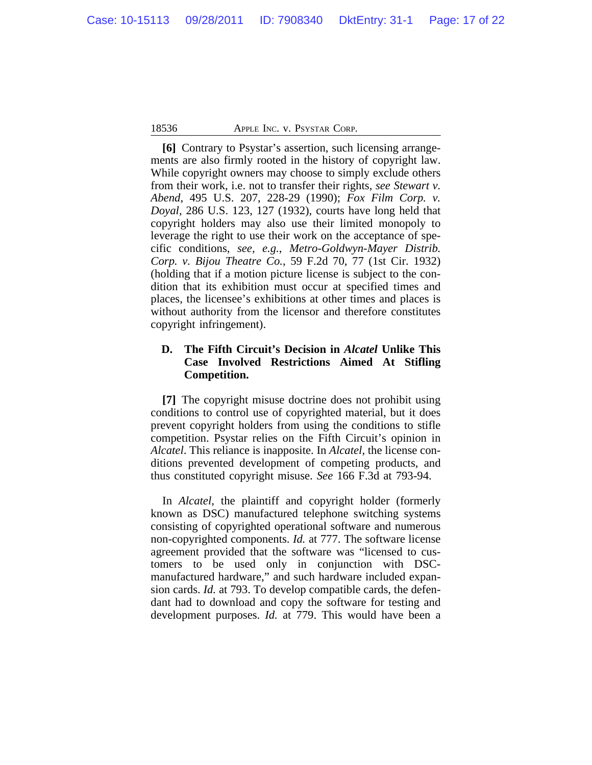**[6]** Contrary to Psystar's assertion, such licensing arrangements are also firmly rooted in the history of copyright law. While copyright owners may choose to simply exclude others from their work, i.e. not to transfer their rights, *see Stewart v. Abend*, 495 U.S. 207, 228-29 (1990); *Fox Film Corp. v. Doyal*, 286 U.S. 123, 127 (1932), courts have long held that copyright holders may also use their limited monopoly to leverage the right to use their work on the acceptance of specific conditions, *see, e.g.*, *Metro-Goldwyn-Mayer Distrib. Corp. v. Bijou Theatre Co.*, 59 F.2d 70, 77 (1st Cir. 1932) (holding that if a motion picture license is subject to the condition that its exhibition must occur at specified times and places, the licensee's exhibitions at other times and places is without authority from the licensor and therefore constitutes copyright infringement).

### D. The Fifth Circuit's Decision in *Alcatel* Unlike This Case Involved Restrictions Aimed At Stifling Competition.

**[7]** The copyright misuse doctrine does not prohibit using conditions to control use of copyrighted material, but it does prevent copyright holders from using the conditions to stifle competition. Psystar relies on the Fifth Circuit's opinion in *Alcatel*. This reliance is inapposite. In *Alcatel*, the license conditions prevented development of competing products, and thus constituted copyright misuse. *See* 166 F.3d at 793-94.

In *Alcatel*, the plaintiff and copyright holder (formerly known as DSC) manufactured telephone switching systems consisting of copyrighted operational software and numerous non-copyrighted components. *Id.* at 777. The software license agreement provided that the software was "licensed to customers to be used only in conjunction with DSC-manufactured hardware," and such hardware included expansion cards. *Id.* at 793. To develop compatible cards, the defendant had to download and copy the software for testing and development purposes. *Id.* at 779. This would have been a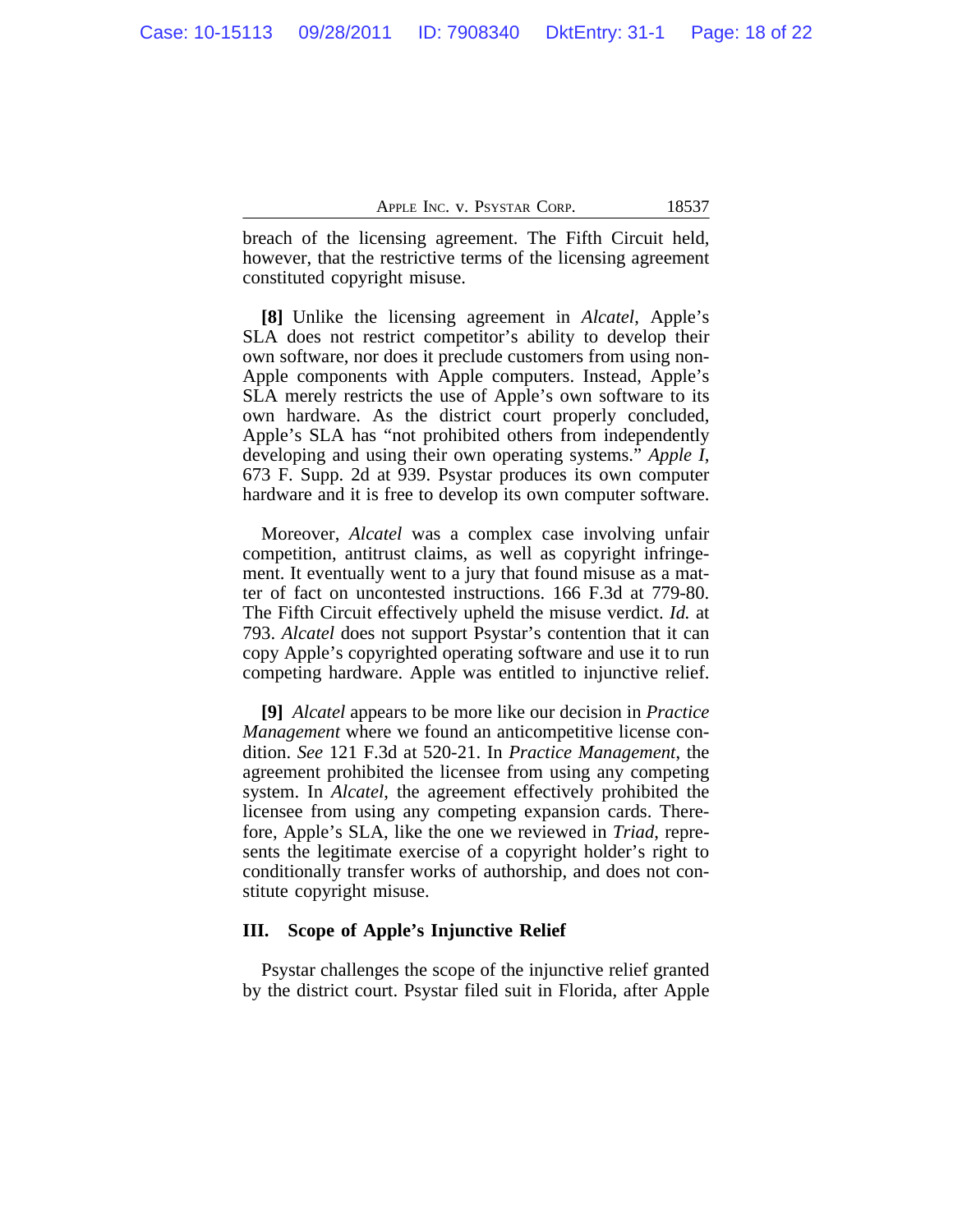breach of the licensing agreement. The Fifth Circuit held, however, that the restrictive terms of the licensing agreement constituted copyright misuse.

**[8]** Unlike the licensing agreement in *Alcatel*, Apple's SLA does not restrict competitor's ability to develop their own software, nor does it preclude customers from using non-Apple components with Apple computers. Instead, Apple's SLA merely restricts the use of Apple's own software to its own hardware. As the district court properly concluded, Apple's SLA has "not prohibited others from independently developing and using their own operating systems." *Apple I*, 673 F. Supp. 2d at 939. Psystar produces its own computer hardware and it is free to develop its own computer software.

Moreover, *Alcatel* was a complex case involving unfair competition, antitrust claims, as well as copyright infringement. It eventually went to a jury that found misuse as a matter of fact on uncontested instructions. 166 F.3d at 779-80. The Fifth Circuit effectively upheld the misuse verdict. *Id.* at 793. *Alcatel* does not support Psystar's contention that it can copy Apple's copyrighted operating software and use it to run competing hardware. Apple was entitled to injunctive relief.

**[9]** *Alcatel* appears to be more like our decision in *Practice Management* where we found an anticompetitive license condition. *See* 121 F.3d at 520-21. In *Practice Management*, the agreement prohibited the licensee from using any competing system. In *Alcatel*, the agreement effectively prohibited the licensee from using any competing expansion cards. Therefore, Apple's SLA, like the one we reviewed in *Triad*, represents the legitimate exercise of a copyright holder's right to conditionally transfer works of authorship, and does not constitute copyright misuse.

### III. Scope of Apple's Injunctive Relief

Psystar challenges the scope of the injunctive relief granted by the district court. Psystar filed suit in Florida, after Apple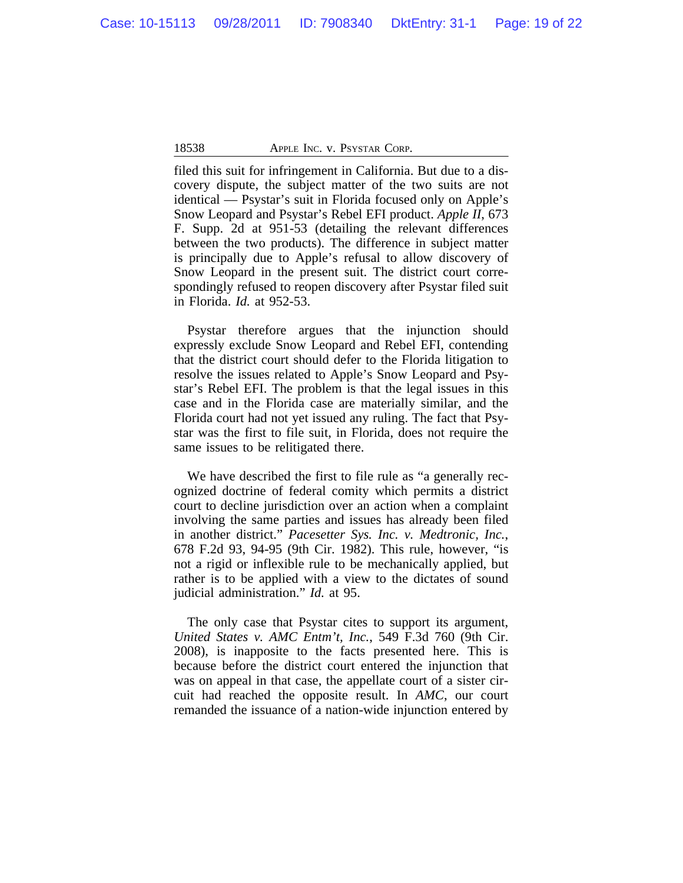filed this suit for infringement in California. But due to a discovery dispute, the subject matter of the two suits are not identical — Psystar's suit in Florida focused only on Apple's Snow Leopard and Psystar's Rebel EFI product. *Apple II*, 673 F. Supp. 2d at 951-53 (detailing the relevant differences between the two products). The difference in subject matter is principally due to Apple's refusal to allow discovery of Snow Leopard in the present suit. The district court correspondingly refused to reopen discovery after Psystar filed suit in Florida. *Id.* at 952-53.

Psystar therefore argues that the injunction should expressly exclude Snow Leopard and Rebel EFI, contending that the district court should defer to the Florida litigation to resolve the issues related to Apple's Snow Leopard and Psystar's Rebel EFI. The problem is that the legal issues in this case and in the Florida case are materially similar, and the Florida court had not yet issued any ruling. The fact that Psystar was the first to file suit, in Florida, does not require the same issues to be relitigated there.

We have described the first to file rule as "a generally recognized doctrine of federal comity which permits a district court to decline jurisdiction over an action when a complaint involving the same parties and issues has already been filed in another district." *Pacesetter Sys. Inc. v. Medtronic, Inc.*, 678 F.2d 93, 94-95 (9th Cir. 1982). This rule, however, "is not a rigid or inflexible rule to be mechanically applied, but rather is to be applied with a view to the dictates of sound judicial administration." *Id.* at 95.

The only case that Psystar cites to support its argument, *United States v. AMC Entm't, Inc.*, 549 F.3d 760 (9th Cir. 2008), is inapposite to the facts presented here. This is because before the district court entered the injunction that was on appeal in that case, the appellate court of a sister circuit had reached the opposite result. In *AMC*, our court remanded the issuance of a nation-wide injunction entered by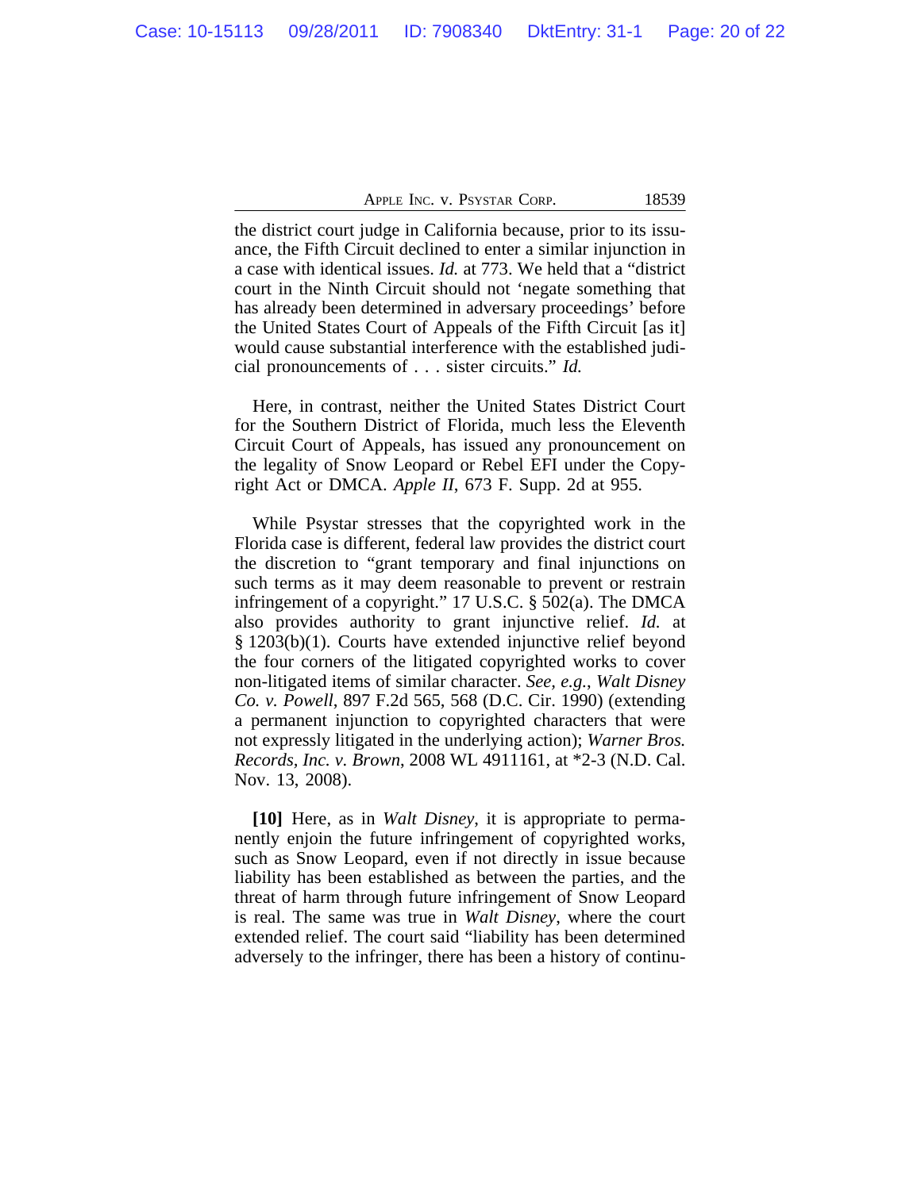the district court judge in California because, prior to its issuance, the Fifth Circuit declined to enter a similar injunction in a case with identical issues. *Id.* at 773. We held that a "district court in the Ninth Circuit should not 'negate something that has already been determined in adversary proceedings' before the United States Court of Appeals of the Fifth Circuit [as it] would cause substantial interference with the established judicial pronouncements of . . . sister circuits." *Id.*

Here, in contrast, neither the United States District Court for the Southern District of Florida, much less the Eleventh Circuit Court of Appeals, has issued any pronouncement on the legality of Snow Leopard or Rebel EFI under the Copyright Act or DMCA. *Apple II*, 673 F. Supp. 2d at 955.

While Psystar stresses that the copyrighted work in the Florida case is different, federal law provides the district court the discretion to "grant temporary and final injunctions on such terms as it may deem reasonable to prevent or restrain infringement of a copyright." 17 U.S.C. § 502(a). The DMCA also provides authority to grant injunctive relief. *Id.* at § 1203(b)(1). Courts have extended injunctive relief beyond the four corners of the litigated copyrighted works to cover non-litigated items of similar character. *See, e.g.*, *Walt Disney Co. v. Powell*, 897 F.2d 565, 568 (D.C. Cir. 1990) (extending a permanent injunction to copyrighted characters that were not expressly litigated in the underlying action); *Warner Bros. Records, Inc. v. Brown*, 2008 WL 4911161, at *2-3 (N.D. Cal. Nov. 13, 2008).

**[10]** Here, as in *Walt Disney*, it is appropriate to permanently enjoin the future infringement of copyrighted works, such as Snow Leopard, even if not directly in issue because liability has been established as between the parties, and the threat of harm through future infringement of Snow Leopard is real. The same was true in *Walt Disney*, where the court extended relief. The court said "liability has been determined adversely to the infringer, there has been a history of continu-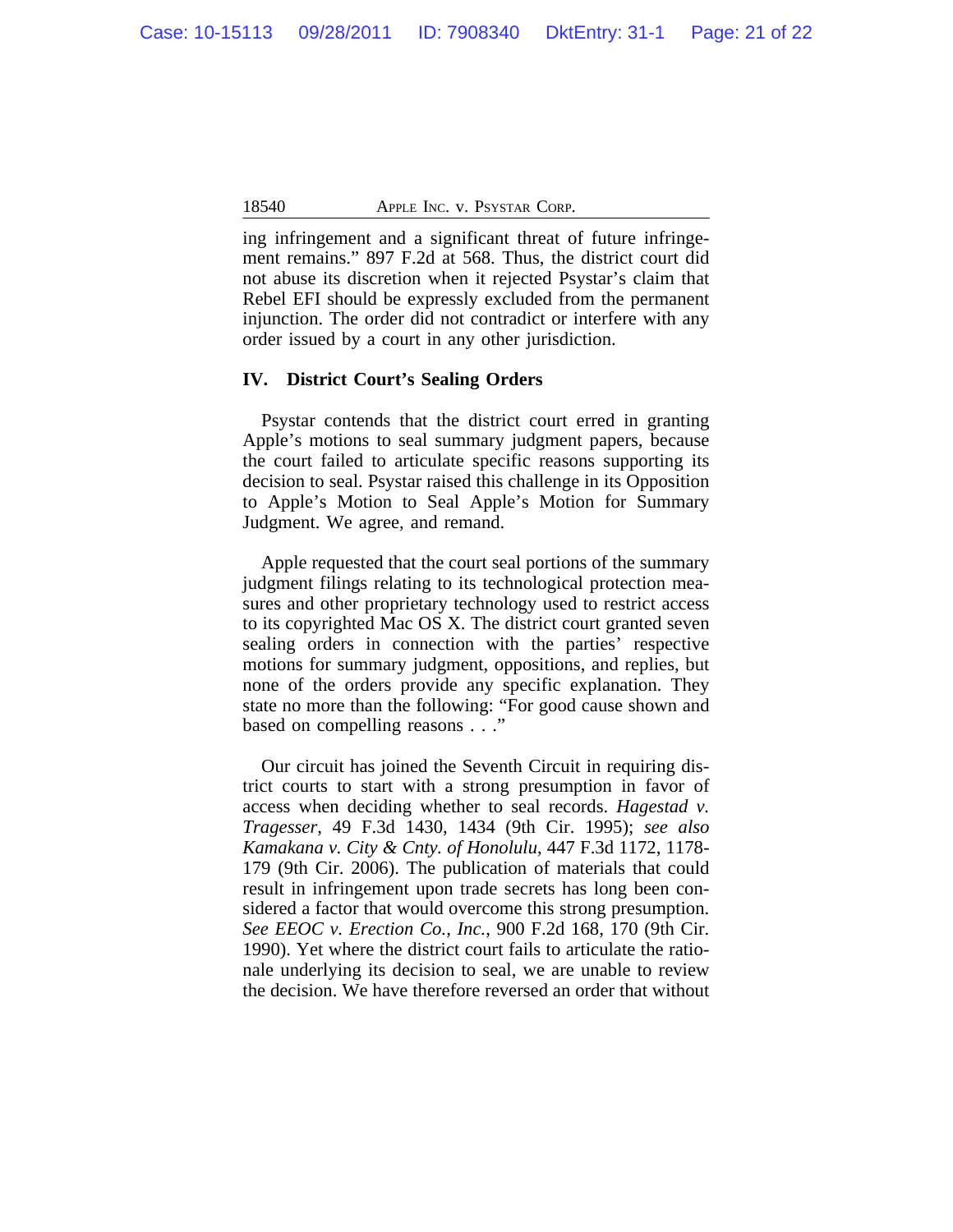ing infringement and a significant threat of future infringement remains." 897 F.2d at 568. Thus, the district court did not abuse its discretion when it rejected Psystar's claim that Rebel EFI should be expressly excluded from the permanent injunction. The order did not contradict or interfere with any order issued by a court in any other jurisdiction.

## IV. District Court's Sealing Orders

Psystar contends that the district court erred in granting Apple's motions to seal summary judgment papers, because the court failed to articulate specific reasons supporting its decision to seal. Psystar raised this challenge in its Opposition to Apple's Motion to Seal Apple's Motion for Summary Judgment. We agree, and remand.

Apple requested that the court seal portions of the summary judgment filings relating to its technological protection measures and other proprietary technology used to restrict access to its copyrighted Mac OS X. The district court granted seven sealing orders in connection with the parties' respective motions for summary judgment, oppositions, and replies, but none of the orders provide any specific explanation. They state no more than the following: "For good cause shown and based on compelling reasons . . ."

Our circuit has joined the Seventh Circuit in requiring district courts to start with a strong presumption in favor of access when deciding whether to seal records. *Hagestad v. Tragesser*, 49 F.3d 1430, 1434 (9th Cir. 1995); *see also Kamakana v. City & Cnty. of Honolulu*, 447 F.3d 1172, 1178-179 (9th Cir. 2006). The publication of materials that could result in infringement upon trade secrets has long been considered a factor that would overcome this strong presumption. *See EEOC v. Erection Co., Inc.*, 900 F.2d 168, 170 (9th Cir. 1990). Yet where the district court fails to articulate the rationale underlying its decision to seal, we are unable to review the decision. We have therefore reversed an order that without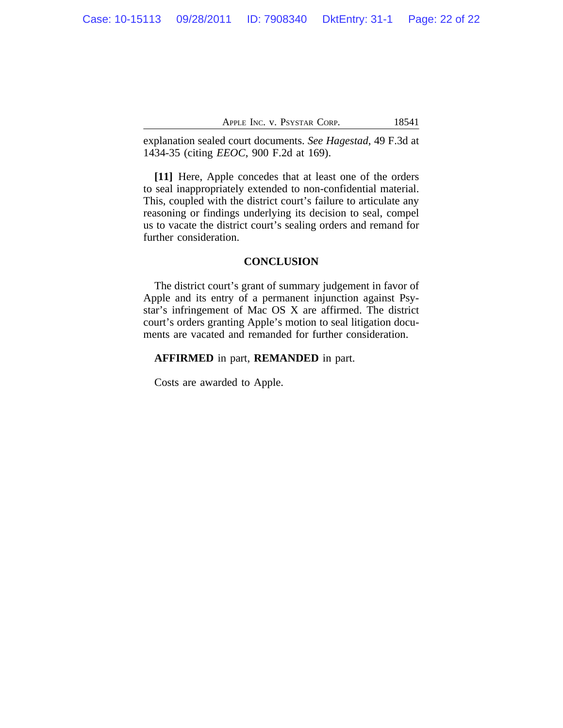explanation sealed court documents. *See Hagestad*, 49 F.3d at 1434-35 (citing *EEOC*, 900 F.2d at 169).

**[11]** Here, Apple concedes that at least one of the orders to seal inappropriately extended to non-confidential material. This, coupled with the district court's failure to articulate any reasoning or findings underlying its decision to seal, compel us to vacate the district court's sealing orders and remand for further consideration.

## CONCLUSION

The district court's grant of summary judgement in favor of Apple and its entry of a permanent injunction against Psystar's infringement of Mac OS X are affirmed. The district court's orders granting Apple's motion to seal litigation documents are vacated and remanded for further consideration.

**AFFIRMED** in part, **REMANDED** in part.

Costs are awarded to Apple.